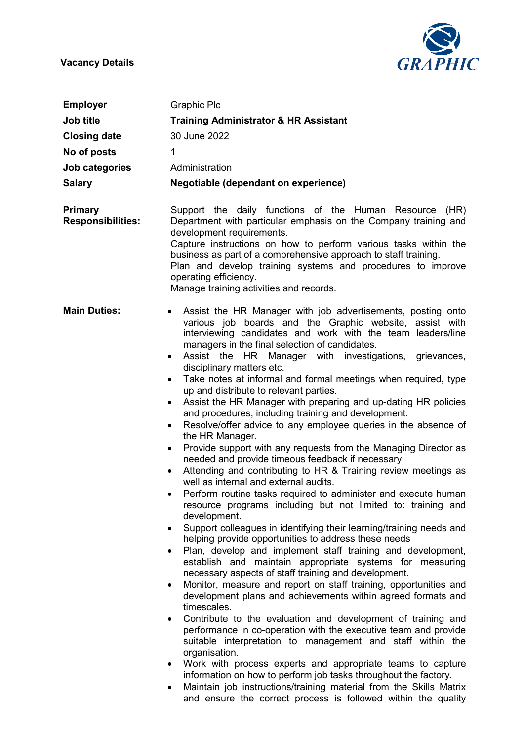**Vacancy Details**

| | |
|---|---|
| **Employer** | Graphic Plc |
| **Job title** | **Training Administrator & HR Assistant** |
| **Closing date** | 30 June 2022 |
| **No of posts** | 1 |
| **Job categories** | Administration |
| **Salary** | **Negotiable (dependant on experience)** |

**Primary Responsibilities:**

Support the daily functions of the Human Resource (HR) Department with particular emphasis on the Company training and development requirements.
Capture instructions on how to perform various tasks within the business as part of a comprehensive approach to staff training.
Plan and develop training systems and procedures to improve operating efficiency.
Manage training activities and records.

**Main Duties:**

- Assist the HR Manager with job advertisements, posting onto various job boards and the Graphic website, assist with interviewing candidates and work with the team leaders/line managers in the final selection of candidates.
- Assist the HR Manager with investigations, grievances, disciplinary matters etc.
- Take notes at informal and formal meetings when required, type up and distribute to relevant parties.
- Assist the HR Manager with preparing and up-dating HR policies and procedures, including training and development.
- Resolve/offer advice to any employee queries in the absence of the HR Manager.
- Provide support with any requests from the Managing Director as needed and provide timeous feedback if necessary.
- Attending and contributing to HR & Training review meetings as well as internal and external audits.
- Perform routine tasks required to administer and execute human resource programs including but not limited to: training and development.
- Support colleagues in identifying their learning/training needs and helping provide opportunities to address these needs
- Plan, develop and implement staff training and development, establish and maintain appropriate systems for measuring necessary aspects of staff training and development.
- Monitor, measure and report on staff training, opportunities and development plans and achievements within agreed formats and timescales.
- Contribute to the evaluation and development of training and performance in co-operation with the executive team and provide suitable interpretation to management and staff within the organisation.
- Work with process experts and appropriate teams to capture information on how to perform job tasks throughout the factory.
- Maintain job instructions/training material from the Skills Matrix and ensure the correct process is followed within the quality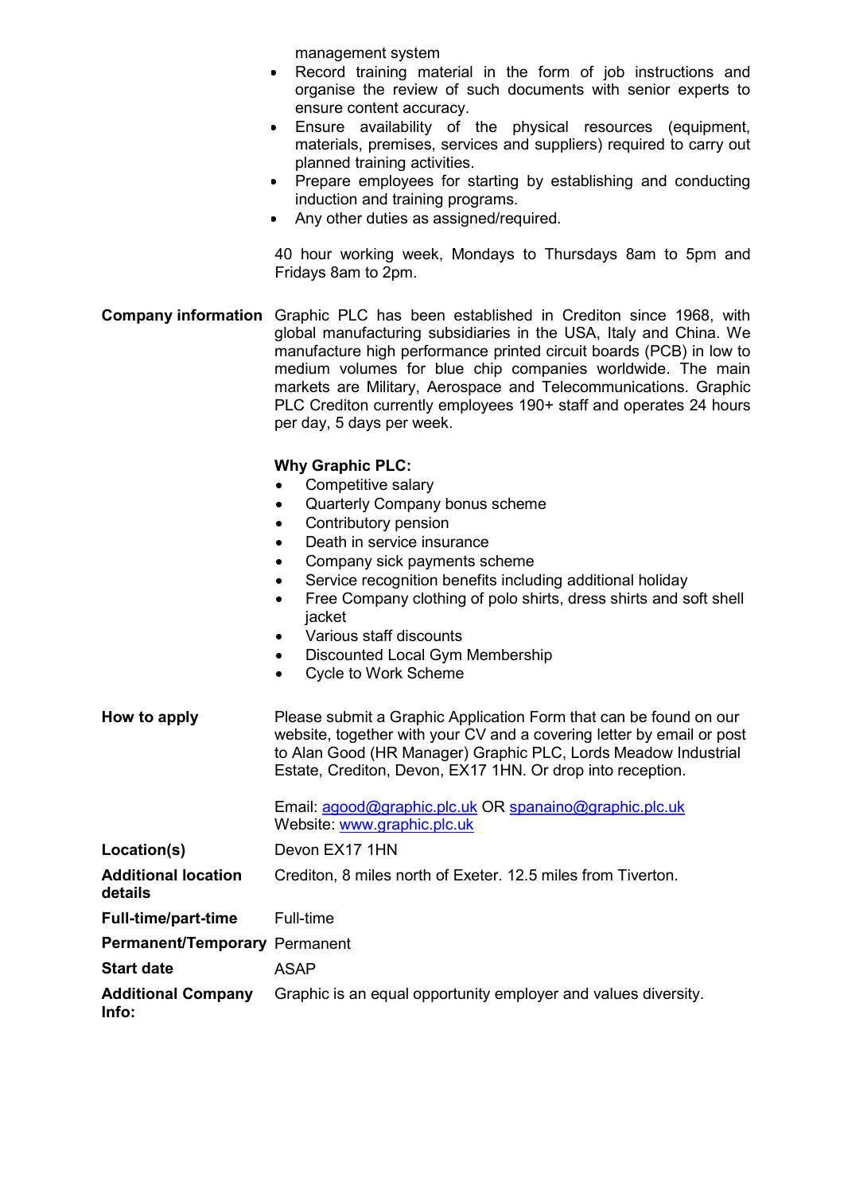management system

- Record training material in the form of job instructions and organise the review of such documents with senior experts to ensure content accuracy.
- Ensure availability of the physical resources (equipment, materials, premises, services and suppliers) required to carry out planned training activities.
- Prepare employees for starting by establishing and conducting induction and training programs.
- Any other duties as assigned/required.

40 hour working week, Mondays to Thursdays 8am to 5pm and Fridays 8am to 2pm.

**Company information**

Graphic PLC has been established in Crediton since 1968, with global manufacturing subsidiaries in the USA, Italy and China. We manufacture high performance printed circuit boards (PCB) in low to medium volumes for blue chip companies worldwide. The main markets are Military, Aerospace and Telecommunications. Graphic PLC Crediton currently employees 190+ staff and operates 24 hours per day, 5 days per week.

**Why Graphic PLC:**

- Competitive salary
- Quarterly Company bonus scheme
- Contributory pension
- Death in service insurance
- Company sick payments scheme
- Service recognition benefits including additional holiday
- Free Company clothing of polo shirts, dress shirts and soft shell jacket
- Various staff discounts
- Discounted Local Gym Membership
- Cycle to Work Scheme

**How to apply**

Please submit a Graphic Application Form that can be found on our website, together with your CV and a covering letter by email or post to Alan Good (HR Manager) Graphic PLC, Lords Meadow Industrial Estate, Crediton, Devon, EX17 1HN. Or drop into reception.

Email: agood@graphic.plc.uk OR spanaino@graphic.plc.uk
Website: www.graphic.plc.uk

| | |
|---|---|
| **Location(s)** | Devon EX17 1HN |
| **Additional location details** | Crediton, 8 miles north of Exeter. 12.5 miles from Tiverton. |
| **Full-time/part-time** | Full-time |
| **Permanent/Temporary** | Permanent |
| **Start date** | ASAP |
| **Additional Company Info:** | Graphic is an equal opportunity employer and values diversity. |